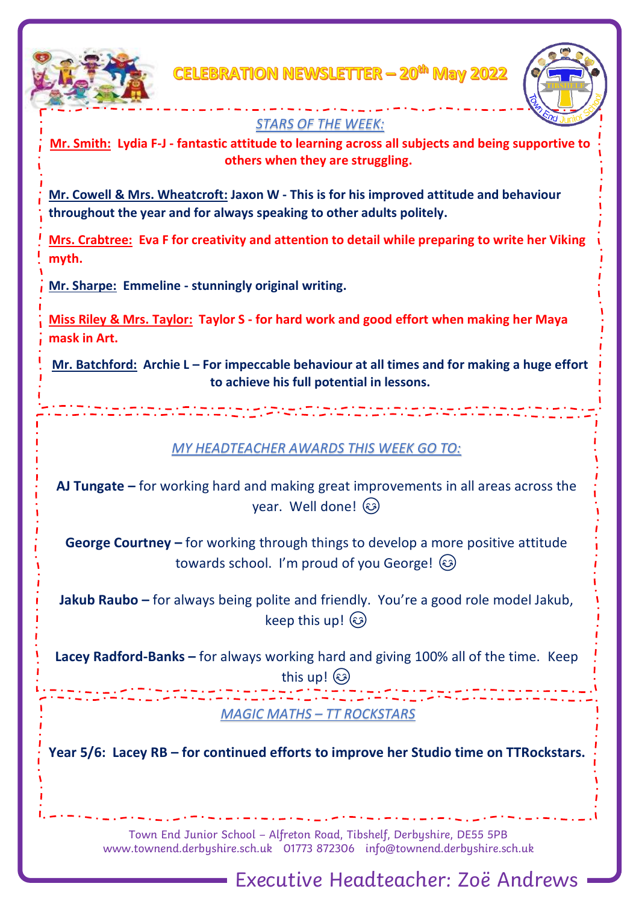# CELEBRATION NEWSLETTER – 20th May 2022

## *STARS OF THE WEEK:*

**Mr. Smith: Lydia F-J - fantastic attitude to learning across all subjects and being supportive to others when they are struggling.**

**Mr. Cowell & Mrs. Wheatcroft: Jaxon W - This is for his improved attitude and behaviour throughout the year and for always speaking to other adults politely.**

**Mrs. Crabtree: Eva F for creativity and attention to detail while preparing to write her Viking myth.**

**Mr. Sharpe: Emmeline - stunningly original writing.**

**Miss Riley & Mrs. Taylor: Taylor S - for hard work and good effort when making her Maya mask in Art.**

**Mr. Batchford: Archie L – For impeccable behaviour at all times and for making a huge effort to achieve his full potential in lessons.**

## *MY HEADTEACHER AWARDS THIS WEEK GO TO:*

**AJ Tungate –** for working hard and making great improvements in all areas across the year. Well done! 😊

**George Courtney –** for working through things to develop a more positive attitude towards school. I'm proud of you George! 😊

**Jakub Raubo –** for always being polite and friendly. You're a good role model Jakub, keep this up! 😊

**Lacey Radford-Banks –** for always working hard and giving 100% all of the time. Keep this up! 😊

## *MAGIC MATHS – TT ROCKSTARS*

**Year 5/6: Lacey RB – for continued efforts to improve her Studio time on TTRockstars.**

Town End Junior School – Alfreton Road, Tibshelf, Derbyshire, DE55 5PB
www.townend.derbyshire.sch.uk 01773 872306 info@townend.derbyshire.sch.uk

Executive Headteacher: Zoë Andrews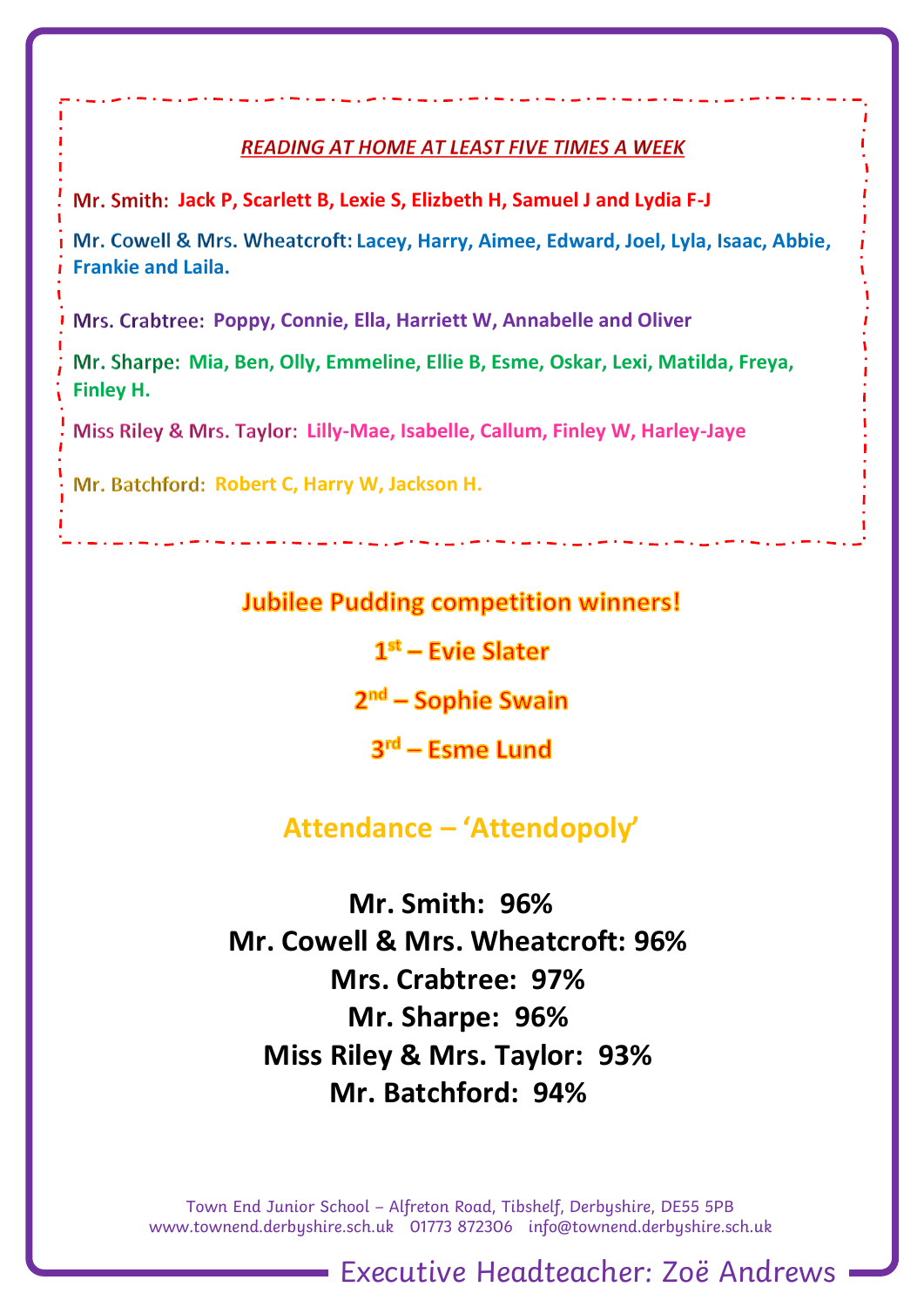## *READING AT HOME AT LEAST FIVE TIMES A WEEK*

**Mr. Smith:** **Jack P, Scarlett B, Lexie S, Elizbeth H, Samuel J and Lydia F-J**

**Mr. Cowell & Mrs. Wheatcroft:** **Lacey, Harry, Aimee, Edward, Joel, Lyla, Isaac, Abbie, Frankie and Laila.**

**Mrs. Crabtree:** **Poppy, Connie, Ella, Harriett W, Annabelle and Oliver**

**Mr. Sharpe:** **Mia, Ben, Olly, Emmeline, Ellie B, Esme, Oskar, Lexi, Matilda, Freya, Finley H.**

**Miss Riley & Mrs. Taylor:** **Lilly-Mae, Isabelle, Callum, Finley W, Harley-Jaye**

**Mr. Batchford:** **Robert C, Harry W, Jackson H.**

## Jubilee Pudding competition winners!

**1st – Evie Slater**

**2nd – Sophie Swain**

**3rd – Esme Lund**

## Attendance – 'Attendopoly'

**Mr. Smith: 96%**
**Mr. Cowell & Mrs. Wheatcroft: 96%**
**Mrs. Crabtree: 97%**
**Mr. Sharpe: 96%**
**Miss Riley & Mrs. Taylor: 93%**
**Mr. Batchford: 94%**

Town End Junior School – Alfreton Road, Tibshelf, Derbyshire, DE55 5PB
www.townend.derbyshire.sch.uk 01773 872306 info@townend.derbyshire.sch.uk

Executive Headteacher: Zoë Andrews